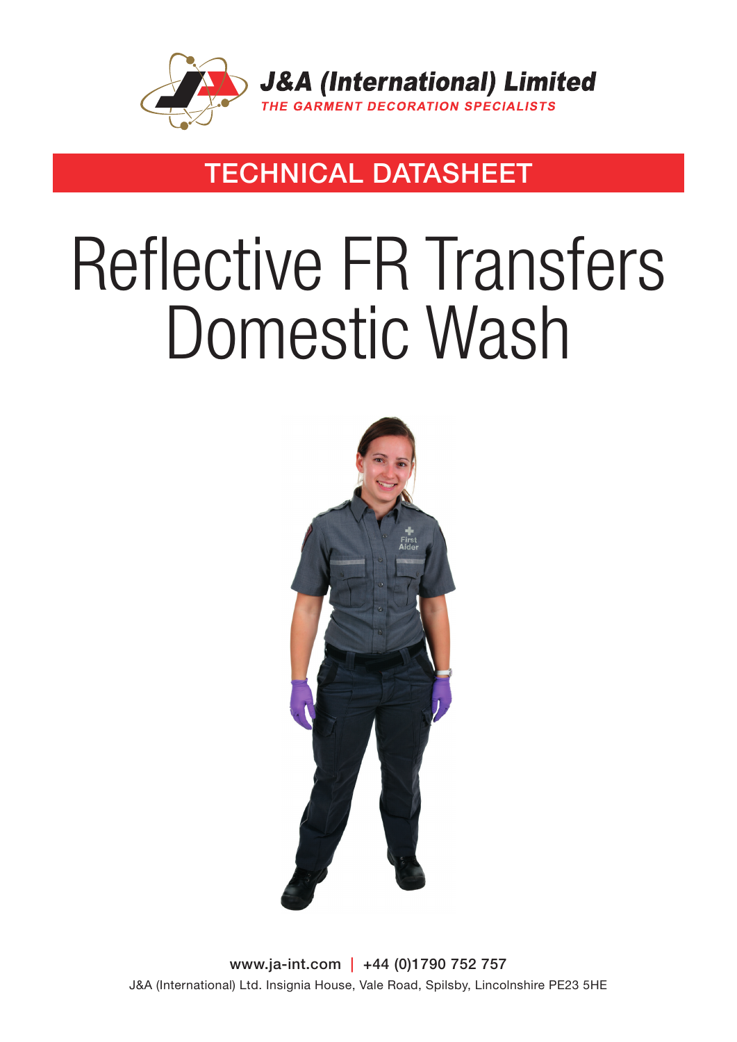**J&A (International) Limited**
*THE GARMENT DECORATION SPECIALISTS*

## TECHNICAL DATASHEET

# Reflective FR Transfers Domestic Wash

www.ja-int.com | +44 (0)1790 752 757
J&A (International) Ltd. Insignia House, Vale Road, Spilsby, Lincolnshire PE23 5HE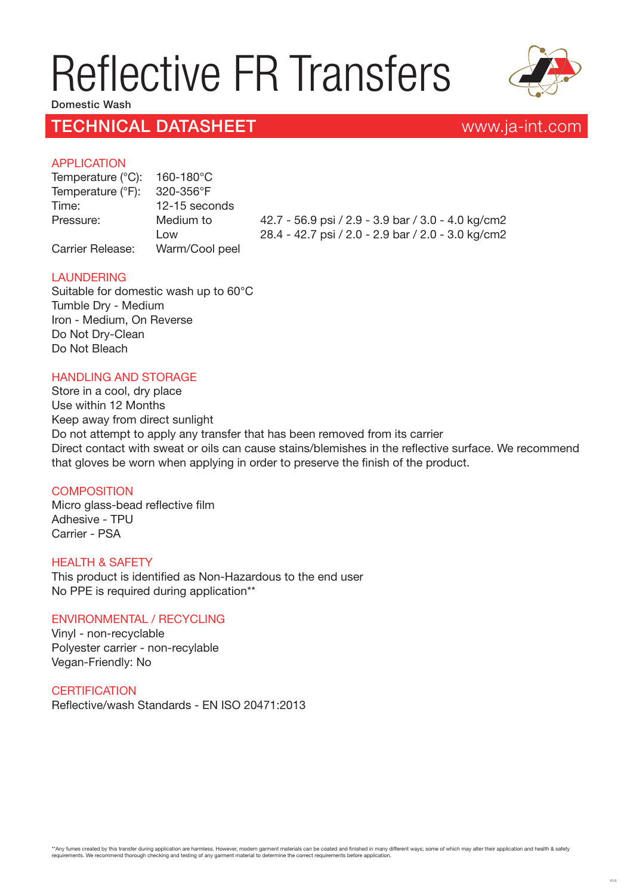# Reflective FR Transfers

Domestic Wash

## TECHNICAL DATASHEET

www.ja-int.com

### APPLICATION

| | | |
|---|---|---|
| Temperature (°C): | 160-180°C | |
| Temperature (°F): | 320-356°F | |
| Time: | 12-15 seconds | |
| Pressure: | Medium to | 42.7 - 56.9 psi / 2.9 - 3.9 bar / 3.0 - 4.0 kg/cm2 |
| | Low | 28.4 - 42.7 psi / 2.0 - 2.9 bar / 2.0 - 3.0 kg/cm2 |
| Carrier Release: | Warm/Cool peel | |

### LAUNDERING

Suitable for domestic wash up to 60°C
Tumble Dry - Medium
Iron - Medium, On Reverse
Do Not Dry-Clean
Do Not Bleach

### HANDLING AND STORAGE

Store in a cool, dry place
Use within 12 Months
Keep away from direct sunlight
Do not attempt to apply any transfer that has been removed from its carrier
Direct contact with sweat or oils can cause stains/blemishes in the reflective surface. We recommend that gloves be worn when applying in order to preserve the finish of the product.

### COMPOSITION

Micro glass-bead reflective film
Adhesive - TPU
Carrier - PSA

### HEALTH & SAFETY

This product is identified as Non-Hazardous to the end user
No PPE is required during application**

### ENVIRONMENTAL / RECYCLING

Vinyl - non-recyclable
Polyester carrier - non-recylable
Vegan-Friendly: No

### CERTIFICATION

Reflective/wash Standards - EN ISO 20471:2013

**Any fumes created by this transfer during application are harmless. However, modern garment materials can be coated and finished in many different ways; some of which may alter their application and health & safety requirements. We recommend thorough checking and testing of any garment material to determine the correct requirements before application.